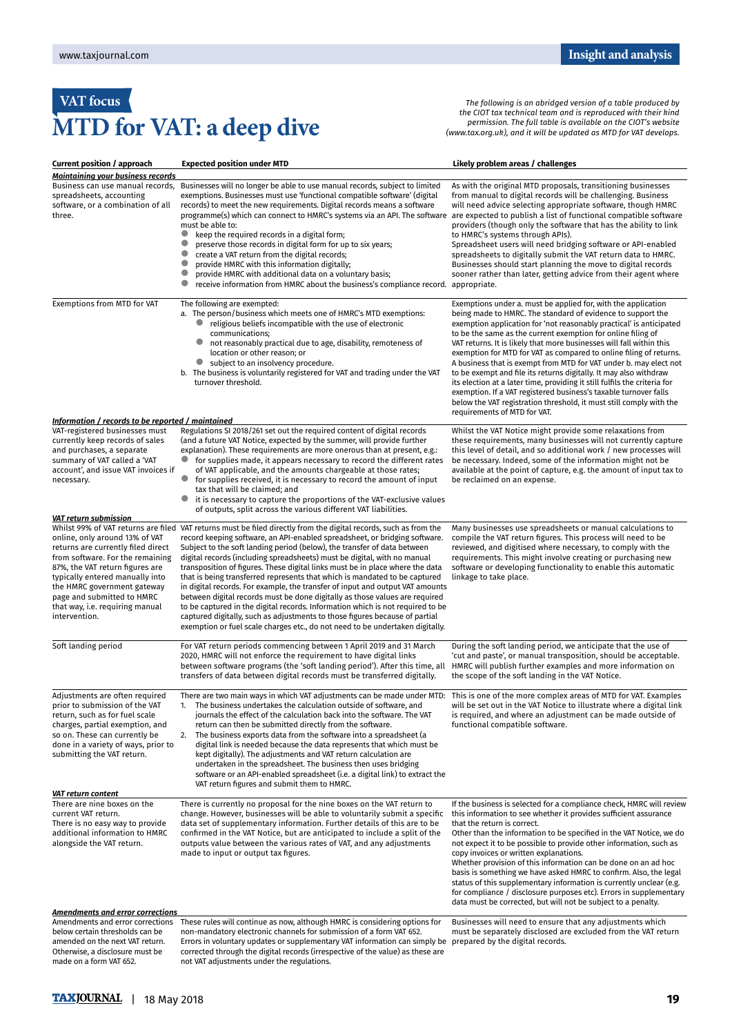VAT focus

# MTD for VAT: a deep dive

*The following is an abridged version of a table produced by the CIOT tax technical team and is reproduced with their kind permission. The full table is available on the CIOT's website (www.tax.org.uk), and it will be updated as MTD for VAT develops.*

| Current position / approach | Expected position under MTD | Likely problem areas / challenges |
|---|---|---|
| ***Maintaining your business records*** | | |
| Business can use manual records, spreadsheets, accounting software, or a combination of all three. | Businesses will no longer be able to use manual records, subject to limited exemptions. Businesses must use 'functional compatible software' (digital records) to meet the new requirements. Digital records means a software programme(s) which can connect to HMRC's systems via an API. The software must be able to:<br>• keep the required records in a digital form;<br>• preserve those records in digital form for up to six years;<br>• create a VAT return from the digital records;<br>• provide HMRC with this information digitally;<br>• provide HMRC with additional data on a voluntary basis;<br>• receive information from HMRC about the business's compliance record. | As with the original MTD proposals, transitioning businesses from manual to digital records will be challenging. Business will need advice selecting appropriate software, though HMRC are expected to publish a list of functional compatible software providers (though only the software that has the ability to link to HMRC's systems through APIs).<br>Spreadsheet users will need bridging software or API-enabled spreadsheets to digitally submit the VAT return data to HMRC. Businesses should start planning the move to digital records sooner rather than later, getting advice from their agent where appropriate. |
| Exemptions from MTD for VAT | The following are exempted:<br>a. The person/business which meets one of HMRC's MTD exemptions:<br>• religious beliefs incompatible with the use of electronic communications;<br>• not reasonably practical due to age, disability, remoteness of location or other reason; or<br>• subject to an insolvency procedure.<br>b. The business is voluntarily registered for VAT and trading under the VAT turnover threshold. | Exemptions under a. must be applied for, with the application being made to HMRC. The standard of evidence to support the exemption application for 'not reasonably practical' is anticipated to be the same as the current exemption for online filing of VAT returns. It is likely that more businesses will fall within this exemption for MTD for VAT as compared to online filing of returns. A business that is exempt from MTD for VAT under b. may elect not to be exempt and file its returns digitally. It may also withdraw its election at a later time, providing it still fulfils the criteria for exemption. If a VAT registered business's taxable turnover falls below the VAT registration threshold, it must still comply with the requirements of MTD for VAT. |
| ***Information / records to be reported / maintained*** | | |
| VAT-registered businesses must currently keep records of sales and purchases, a separate summary of VAT called a 'VAT account', and issue VAT invoices if necessary. | Regulations SI 2018/261 set out the required content of digital records (and a future VAT Notice, expected by the summer, will provide further explanation). These requirements are more onerous than at present, e.g.:<br>• for supplies made, it appears necessary to record the different rates of VAT applicable, and the amounts chargeable at those rates;<br>• for supplies received, it is necessary to record the amount of input tax that will be claimed; and<br>• it is necessary to capture the proportions of the VAT-exclusive values of outputs, split across the various different VAT liabilities. | Whilst the VAT Notice might provide some relaxations from these requirements, many businesses will not currently capture this level of detail, and so additional work / new processes will be necessary. Indeed, some of the information might not be available at the point of capture, e.g. the amount of input tax to be reclaimed on an expense. |
| ***VAT return submission*** | | |
| Whilst 99% of VAT returns are filed online, only around 13% of VAT returns are currently filed direct from software. For the remaining 87%, the VAT return figures are typically entered manually into the HMRC government gateway page and submitted to HMRC that way, i.e. requiring manual intervention. | VAT returns must be filed directly from the digital records, such as from the record keeping software, an API-enabled spreadsheet, or bridging software. Subject to the soft landing period (below), the transfer of data between digital records (including spreadsheets) must be digital, with no manual transposition of figures. These digital links must be in place where the data that is being transferred represents that which is mandated to be captured in digital records. For example, the transfer of input and output VAT amounts between digital records must be done digitally as those values are required to be captured in the digital records. Information which is not required to be captured digitally, such as adjustments to those figures because of partial exemption or fuel scale charges etc., do not need to be undertaken digitally. | Many businesses use spreadsheets or manual calculations to compile the VAT return figures. This process will need to be reviewed, and digitised where necessary, to comply with the requirements. This might involve creating or purchasing new software or developing functionality to enable this automatic linkage to take place. |
| Soft landing period | For VAT return periods commencing between 1 April 2019 and 31 March 2020, HMRC will not enforce the requirement to have digital links between software programs (the 'soft landing period'). After this time, all transfers of data between digital records must be transferred digitally. | During the soft landing period, we anticipate that the use of 'cut and paste', or manual transposition, should be acceptable. HMRC will publish further examples and more information on the scope of the soft landing in the VAT Notice. |
| Adjustments are often required prior to submission of the VAT return, such as for fuel scale charges, partial exemption, and so on. These can currently be done in a variety of ways, prior to submitting the VAT return. | There are two main ways in which VAT adjustments can be made under MTD:<br>1. The business undertakes the calculation outside of software, and journals the effect of the calculation back into the software. The VAT return can then be submitted directly from the software.<br>2. The business exports data from the software into a spreadsheet (a digital link is needed because the data represents that which must be kept digitally). The adjustments and VAT return calculation are undertaken in the spreadsheet. The business then uses bridging software or an API-enabled spreadsheet (i.e. a digital link) to extract the VAT return figures and submit them to HMRC. | This is one of the more complex areas of MTD for VAT. Examples will be set out in the VAT Notice to illustrate where a digital link is required, and where an adjustment can be made outside of functional compatible software. |
| ***VAT return content*** | | |
| There are nine boxes on the current VAT return.<br>There is no easy way to provide additional information to HMRC alongside the VAT return. | There is currently no proposal for the nine boxes on the VAT return to change. However, businesses will be able to voluntarily submit a specific data set of supplementary information. Further details of this are to be confirmed in the VAT Notice, but are anticipated to include a split of the outputs value between the various rates of VAT, and any adjustments made to input or output tax figures. | If the business is selected for a compliance check, HMRC will review this information to see whether it provides sufficient assurance that the return is correct.<br>Other than the information to be specified in the VAT Notice, we do not expect it to be possible to provide other information, such as copy invoices or written explanations.<br>Whether provision of this information can be done on an ad hoc basis is something we have asked HMRC to confirm. Also, the legal status of this supplementary information is currently unclear (e.g. for compliance / disclosure purposes etc). Errors in supplementary data must be corrected, but will not be subject to a penalty. |
| ***Amendments and error corrections*** | | |
| Amendments and error corrections below certain thresholds can be amended on the next VAT return. Otherwise, a disclosure must be made on a form VAT 652. | These rules will continue as now, although HMRC is considering options for non-mandatory electronic channels for submission of a form VAT 652.<br>Errors in voluntary updates or supplementary VAT information can simply be corrected through the digital records (irrespective of the value) as these are not VAT adjustments under the regulations. | Businesses will need to ensure that any adjustments which must be separately disclosed are excluded from the VAT return prepared by the digital records. |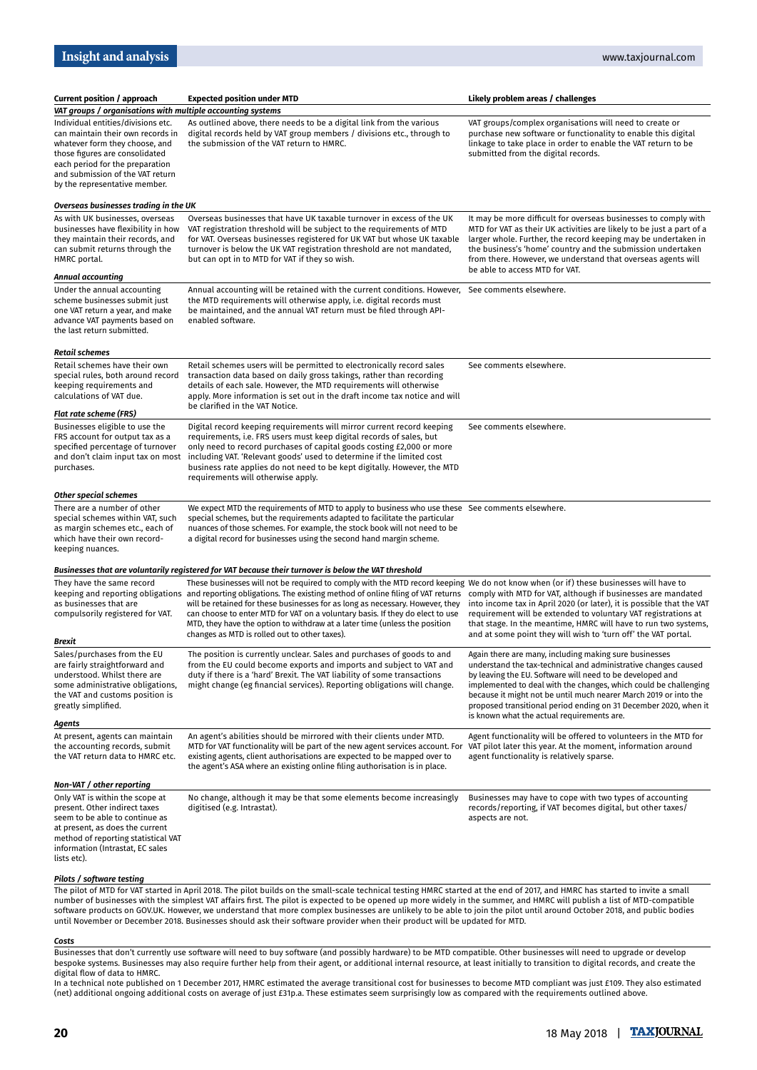| Current position / approach | Expected position under MTD | Likely problem areas / challenges |
|---|---|---|
| ***VAT groups / organisations with multiple accounting systems*** | | |
| Individual entities/divisions etc. can maintain their own records in whatever form they choose, and those figures are consolidated each period for the preparation and submission of the VAT return by the representative member. | As outlined above, there needs to be a digital link from the various digital records held by VAT group members / divisions etc., through to the submission of the VAT return to HMRC. | VAT groups/complex organisations will need to create or purchase new software or functionality to enable this digital linkage to take place in order to enable the VAT return to be submitted from the digital records. |
| ***Overseas businesses trading in the UK*** | | |
| As with UK businesses, overseas businesses have flexibility in how they maintain their records, and can submit returns through the HMRC portal. | Overseas businesses that have UK taxable turnover in excess of the UK VAT registration threshold will be subject to the requirements of MTD for VAT. Overseas businesses registered for UK VAT but whose UK taxable turnover is below the UK VAT registration threshold are not mandated, but can opt in to MTD for VAT if they so wish. | It may be more difficult for overseas businesses to comply with MTD for VAT as their UK activities are likely to be just a part of a larger whole. Further, the record keeping may be undertaken in the business's 'home' country and the submission undertaken from there. However, we understand that overseas agents will be able to access MTD for VAT. |
| ***Annual accounting*** | | |
| Under the annual accounting scheme businesses submit just one VAT return a year, and make advance VAT payments based on the last return submitted. | Annual accounting will be retained with the current conditions. However, the MTD requirements will otherwise apply, i.e. digital records must be maintained, and the annual VAT return must be filed through API-enabled software. | See comments elsewhere. |
| ***Retail schemes*** | | |
| Retail schemes have their own special rules, both around record keeping requirements and calculations of VAT due. | Retail schemes users will be permitted to electronically record sales transaction data based on daily gross takings, rather than recording details of each sale. However, the MTD requirements will otherwise apply. More information is set out in the draft income tax notice and will be clarified in the VAT Notice. | See comments elsewhere. |
| ***Flat rate scheme (FRS)*** | | |
| Businesses eligible to use the FRS account for output tax as a specified percentage of turnover and don't claim input tax on most purchases. | Digital record keeping requirements will mirror current record keeping requirements, i.e. FRS users must keep digital records of sales, but only need to record purchases of capital goods costing £2,000 or more including VAT. 'Relevant goods' used to determine if the limited cost business rate applies do not need to be kept digitally. However, the MTD requirements will otherwise apply. | See comments elsewhere. |
| ***Other special schemes*** | | |
| There are a number of other special schemes within VAT, such as margin schemes etc., each of which have their own record-keeping nuances. | We expect MTD the requirements of MTD to apply to business who use these special schemes, but the requirements adapted to facilitate the particular nuances of those schemes. For example, the stock book will not need to be a digital record for businesses using the second hand margin scheme. | See comments elsewhere. |
| ***Businesses that are voluntarily registered for VAT because their turnover is below the VAT threshold*** | | |
| They have the same record keeping and reporting obligations as businesses that are compulsorily registered for VAT. | These businesses will not be required to comply with the MTD record keeping and reporting obligations. The existing method of online filing of VAT returns will be retained for these businesses for as long as necessary. However, they can choose to enter MTD for VAT on a voluntary basis. If they do elect to use MTD, they have the option to withdraw at a later time (unless the position changes as MTD is rolled out to other taxes). | We do not know when (or if) these businesses will have to comply with MTD for VAT, although if businesses are mandated into income tax in April 2020 (or later), it is possible that the VAT requirement will be extended to voluntary VAT registrations at that stage. In the meantime, HMRC will have to run two systems, and at some point they will wish to 'turn off' the VAT portal. |
| ***Brexit*** | | |
| Sales/purchases from the EU are fairly straightforward and understood. Whilst there are some administrative obligations, the VAT and customs position is greatly simplified. | The position is currently unclear. Sales and purchases of goods to and from the EU could become exports and imports and subject to VAT and duty if there is a 'hard' Brexit. The VAT liability of some transactions might change (eg financial services). Reporting obligations will change. | Again there are many, including making sure businesses understand the tax-technical and administrative changes caused by leaving the EU. Software will need to be developed and implemented to deal with the changes, which could be challenging because it might not be until much nearer March 2019 or into the proposed transitional period ending on 31 December 2020, when it is known what the actual requirements are. |
| ***Agents*** | | |
| At present, agents can maintain the accounting records, submit the VAT return data to HMRC etc. | An agent's abilities should be mirrored with their clients under MTD. MTD for VAT functionality will be part of the new agent services account. For existing agents, client authorisations are expected to be mapped over to the agent's ASA where an existing online filing authorisation is in place. | Agent functionality will be offered to volunteers in the MTD for VAT pilot later this year. At the moment, information around agent functionality is relatively sparse. |
| ***Non-VAT / other reporting*** | | |
| Only VAT is within the scope at present. Other indirect taxes seem to be able to continue as at present, as does the current method of reporting statistical VAT information (Intrastat, EC sales lists etc). | No change, although it may be that some elements become increasingly digitised (e.g. Intrastat). | Businesses may have to cope with two types of accounting records/reporting, if VAT becomes digital, but other taxes/aspects are not. |

***Pilots / software testing***

The pilot of MTD for VAT started in April 2018. The pilot builds on the small-scale technical testing HMRC started at the end of 2017, and HMRC has started to invite a small number of businesses with the simplest VAT affairs first. The pilot is expected to be opened up more widely in the summer, and HMRC will publish a list of MTD-compatible software products on GOV.UK. However, we understand that more complex businesses are unlikely to be able to join the pilot until around October 2018, and public bodies until November or December 2018. Businesses should ask their software provider when their product will be updated for MTD.

***Costs***

Businesses that don't currently use software will need to buy software (and possibly hardware) to be MTD compatible. Other businesses will need to upgrade or develop bespoke systems. Businesses may also require further help from their agent, or additional internal resource, at least initially to transition to digital records, and create the digital flow of data to HMRC.

In a technical note published on 1 December 2017, HMRC estimated the average transitional cost for businesses to become MTD compliant was just £109. They also estimated (net) additional ongoing additional costs on average of just £31p.a. These estimates seem surprisingly low as compared with the requirements outlined above.